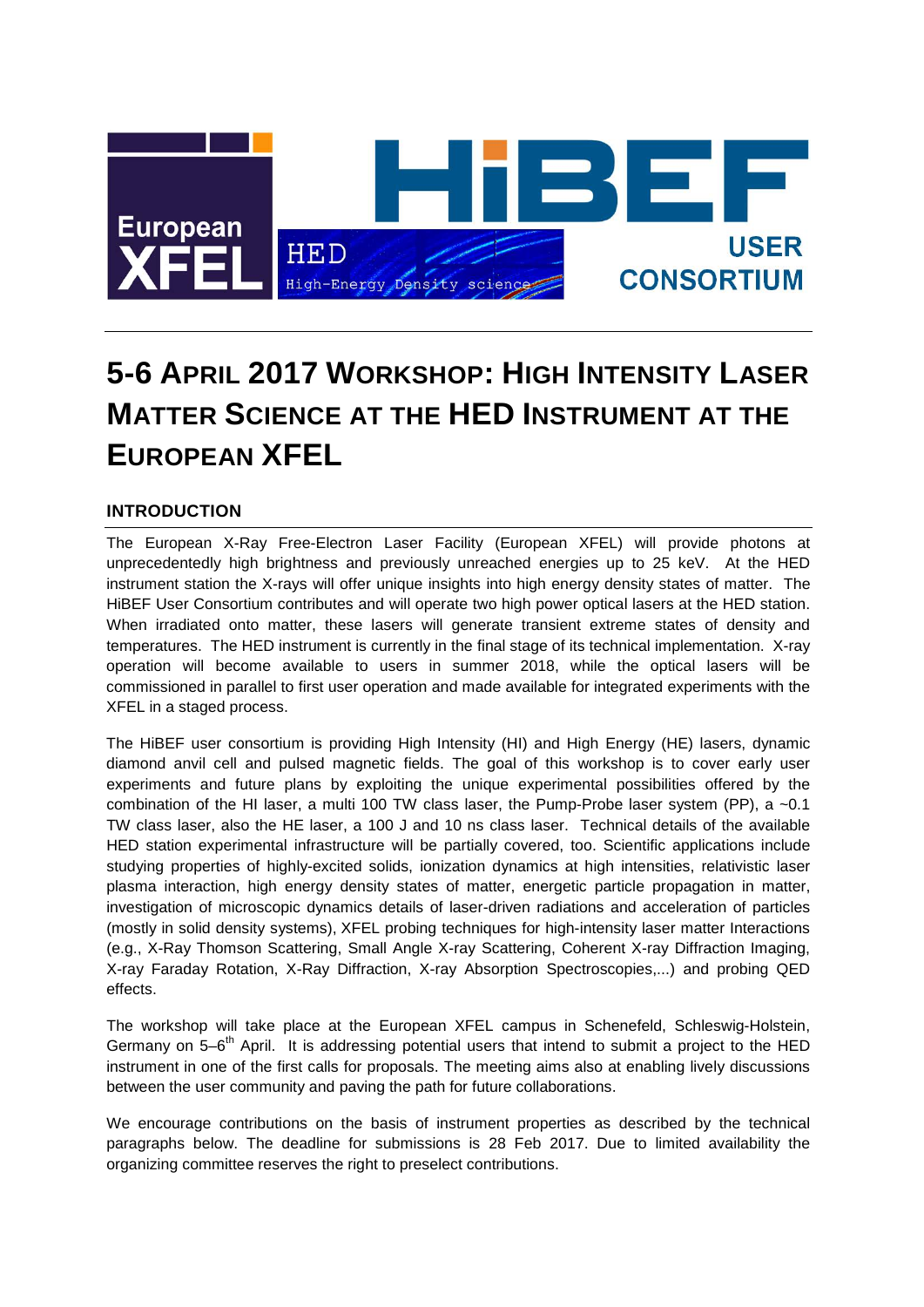# 5-6 April 2017 Workshop: High Intensity Laser Matter Science at the HED Instrument at the European XFEL

## INTRODUCTION

The European X-Ray Free-Electron Laser Facility (European XFEL) will provide photons at unprecedentedly high brightness and previously unreached energies up to 25 keV. At the HED instrument station the X-rays will offer unique insights into high energy density states of matter. The HiBEF User Consortium contributes and will operate two high power optical lasers at the HED station. When irradiated onto matter, these lasers will generate transient extreme states of density and temperatures. The HED instrument is currently in the final stage of its technical implementation. X-ray operation will become available to users in summer 2018, while the optical lasers will be commissioned in parallel to first user operation and made available for integrated experiments with the XFEL in a staged process.

The HiBEF user consortium is providing High Intensity (HI) and High Energy (HE) lasers, dynamic diamond anvil cell and pulsed magnetic fields. The goal of this workshop is to cover early user experiments and future plans by exploiting the unique experimental possibilities offered by the combination of the HI laser, a multi 100 TW class laser, the Pump-Probe laser system (PP), a ~0.1 TW class laser, also the HE laser, a 100 J and 10 ns class laser. Technical details of the available HED station experimental infrastructure will be partially covered, too. Scientific applications include studying properties of highly-excited solids, ionization dynamics at high intensities, relativistic laser plasma interaction, high energy density states of matter, energetic particle propagation in matter, investigation of microscopic dynamics details of laser-driven radiations and acceleration of particles (mostly in solid density systems), XFEL probing techniques for high-intensity laser matter Interactions (e.g., X-Ray Thomson Scattering, Small Angle X-ray Scattering, Coherent X-ray Diffraction Imaging, X-ray Faraday Rotation, X-Ray Diffraction, X-ray Absorption Spectroscopies,...) and probing QED effects.

The workshop will take place at the European XFEL campus in Schenefeld, Schleswig-Holstein, Germany on 5–6th April. It is addressing potential users that intend to submit a project to the HED instrument in one of the first calls for proposals. The meeting aims also at enabling lively discussions between the user community and paving the path for future collaborations.

We encourage contributions on the basis of instrument properties as described by the technical paragraphs below. The deadline for submissions is 28 Feb 2017. Due to limited availability the organizing committee reserves the right to preselect contributions.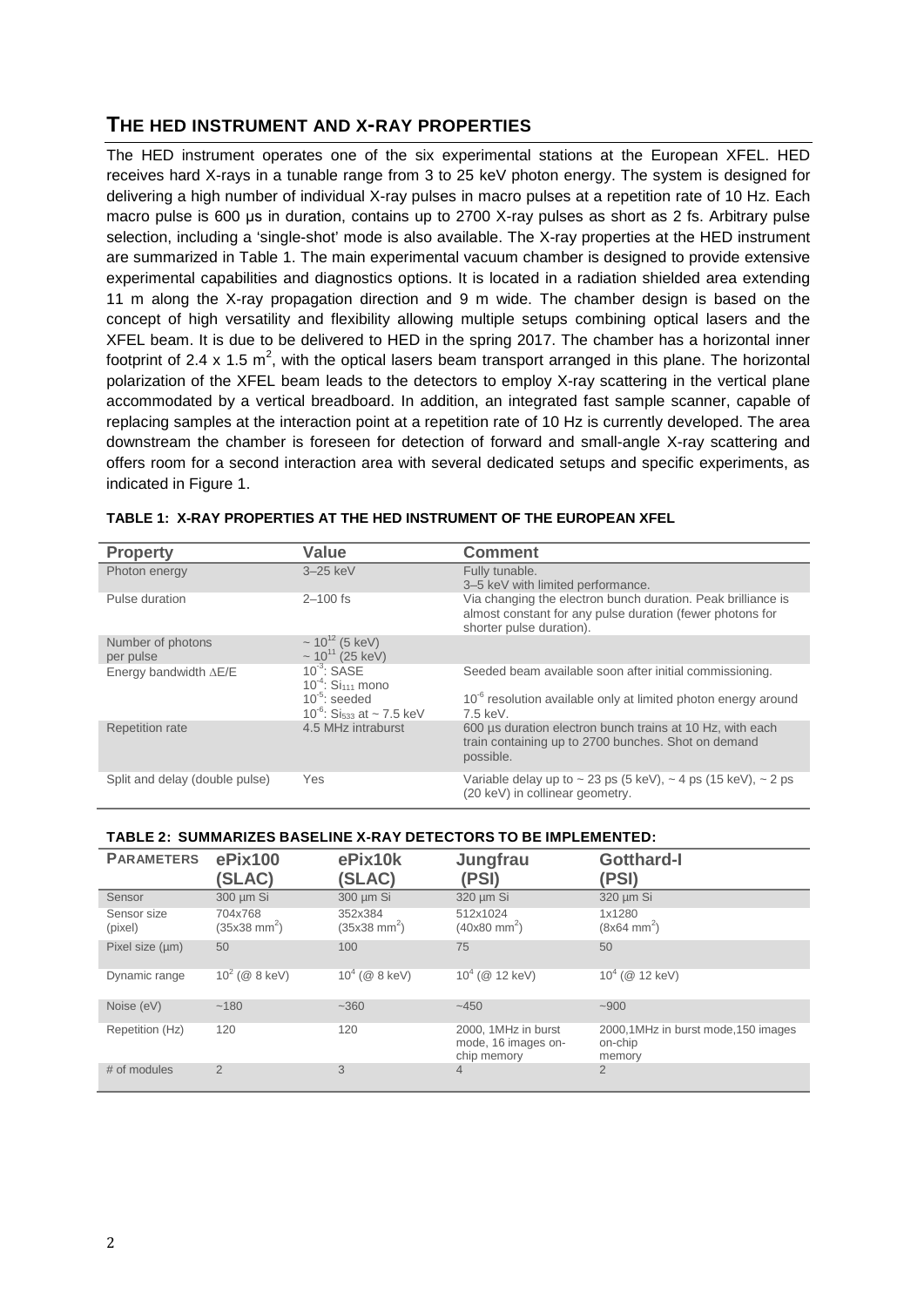## THE HED INSTRUMENT AND X-RAY PROPERTIES

The HED instrument operates one of the six experimental stations at the European XFEL. HED receives hard X-rays in a tunable range from 3 to 25 keV photon energy. The system is designed for delivering a high number of individual X-ray pulses in macro pulses at a repetition rate of 10 Hz. Each macro pulse is 600 µs in duration, contains up to 2700 X-ray pulses as short as 2 fs. Arbitrary pulse selection, including a 'single-shot' mode is also available. The X-ray properties at the HED instrument are summarized in Table 1. The main experimental vacuum chamber is designed to provide extensive experimental capabilities and diagnostics options. It is located in a radiation shielded area extending 11 m along the X-ray propagation direction and 9 m wide. The chamber design is based on the concept of high versatility and flexibility allowing multiple setups combining optical lasers and the XFEL beam. It is due to be delivered to HED in the spring 2017. The chamber has a horizontal inner footprint of 2.4 x 1.5 $m^2$, with the optical lasers beam transport arranged in this plane. The horizontal polarization of the XFEL beam leads to the detectors to employ X-ray scattering in the vertical plane accommodated by a vertical breadboard. In addition, an integrated fast sample scanner, capable of replacing samples at the interaction point at a repetition rate of 10 Hz is currently developed. The area downstream the chamber is foreseen for detection of forward and small-angle X-ray scattering and offers room for a second interaction area with several dedicated setups and specific experiments, as indicated in Figure 1.

**TABLE 1: X-RAY PROPERTIES AT THE HED INSTRUMENT OF THE EUROPEAN XFEL**

| Property | Value | Comment |
|---|---|---|
| Photon energy | 3–25 keV | Fully tunable.<br>3–5 keV with limited performance. |
| Pulse duration | 2–100 fs | Via changing the electron bunch duration. Peak brilliance is almost constant for any pulse duration (fewer photons for shorter pulse duration). |
| Number of photons per pulse | ~ $10^{12}$ (5 keV)<br>~ $10^{11}$ (25 keV) | |
| Energy bandwidth $\Delta E/E$ | $10^{-3}$: SASE<br>$10^{-4}$: $Si_{111}$ mono<br>$10^{-5}$: seeded<br>$10^{-6}$: $Si_{533}$ at ~ 7.5 keV | Seeded beam available soon after initial commissioning.<br>$10^{-6}$ resolution available only at limited photon energy around 7.5 keV. |
| Repetition rate | 4.5 MHz intraburst | 600 µs duration electron bunch trains at 10 Hz, with each train containing up to 2700 bunches. Shot on demand possible. |
| Split and delay (double pulse) | Yes | Variable delay up to ~ 23 ps (5 keV), ~ 4 ps (15 keV), ~ 2 ps (20 keV) in collinear geometry. |

**TABLE 2: SUMMARIZES BASELINE X-RAY DETECTORS TO BE IMPLEMENTED:**

| PARAMETERS | ePix100 (SLAC) | ePix10k (SLAC) | Jungfrau (PSI) | Gotthard-I (PSI) |
|---|---|---|---|---|
| Sensor | 300 µm Si | 300 µm Si | 320 µm Si | 320 µm Si |
| Sensor size (pixel) | 704x768 (35x38 $mm^2$) | 352x384 (35x38 $mm^2$) | 512x1024 (40x80 $mm^2$) | 1x1280 (8x64 $mm^2$) |
| Pixel size (µm) | 50 | 100 | 75 | 50 |
| Dynamic range | $10^2$ (@ 8 keV) | $10^4$ (@ 8 keV) | $10^4$ (@ 12 keV) | $10^4$ (@ 12 keV) |
| Noise (eV) | ~180 | ~360 | ~450 | ~900 |
| Repetition (Hz) | 120 | 120 | 2000, 1MHz in burst mode, 16 images on-chip memory | 2000,1MHz in burst mode,150 images on-chip memory |
| # of modules | 2 | 3 | 4 | 2 |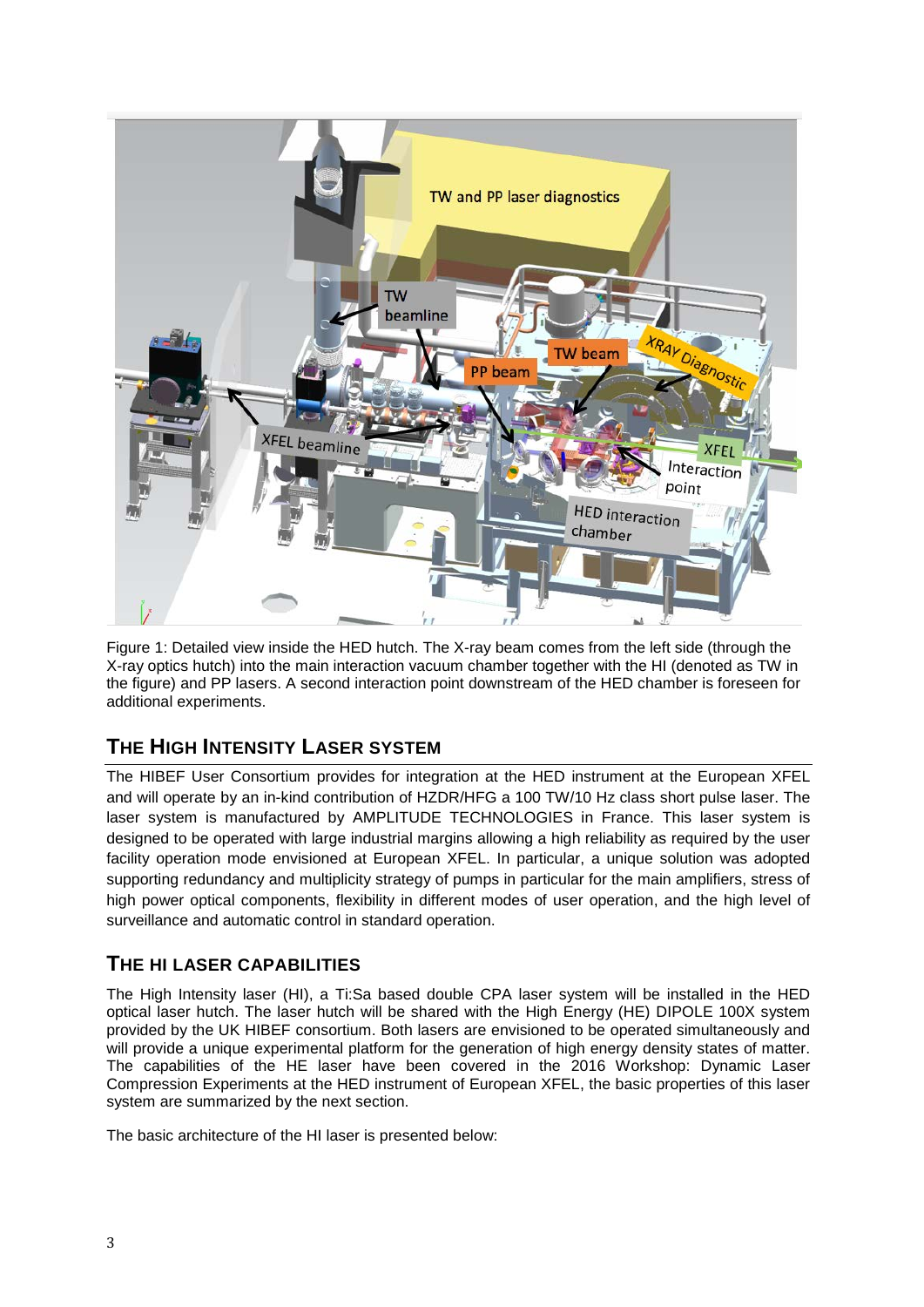Figure 1: Detailed view inside the HED hutch. The X-ray beam comes from the left side (through the X-ray optics hutch) into the main interaction vacuum chamber together with the HI (denoted as TW in the figure) and PP lasers. A second interaction point downstream of the HED chamber is foreseen for additional experiments.

## THE HIGH INTENSITY LASER SYSTEM

The HIBEF User Consortium provides for integration at the HED instrument at the European XFEL and will operate by an in-kind contribution of HZDR/HFG a 100 TW/10 Hz class short pulse laser. The laser system is manufactured by AMPLITUDE TECHNOLOGIES in France. This laser system is designed to be operated with large industrial margins allowing a high reliability as required by the user facility operation mode envisioned at European XFEL. In particular, a unique solution was adopted supporting redundancy and multiplicity strategy of pumps in particular for the main amplifiers, stress of high power optical components, flexibility in different modes of user operation, and the high level of surveillance and automatic control in standard operation.

## THE HI LASER CAPABILITIES

The High Intensity laser (HI), a Ti:Sa based double CPA laser system will be installed in the HED optical laser hutch. The laser hutch will be shared with the High Energy (HE) DIPOLE 100X system provided by the UK HIBEF consortium. Both lasers are envisioned to be operated simultaneously and will provide a unique experimental platform for the generation of high energy density states of matter. The capabilities of the HE laser have been covered in the 2016 Workshop: Dynamic Laser Compression Experiments at the HED instrument of European XFEL, the basic properties of this laser system are summarized by the next section.

The basic architecture of the HI laser is presented below: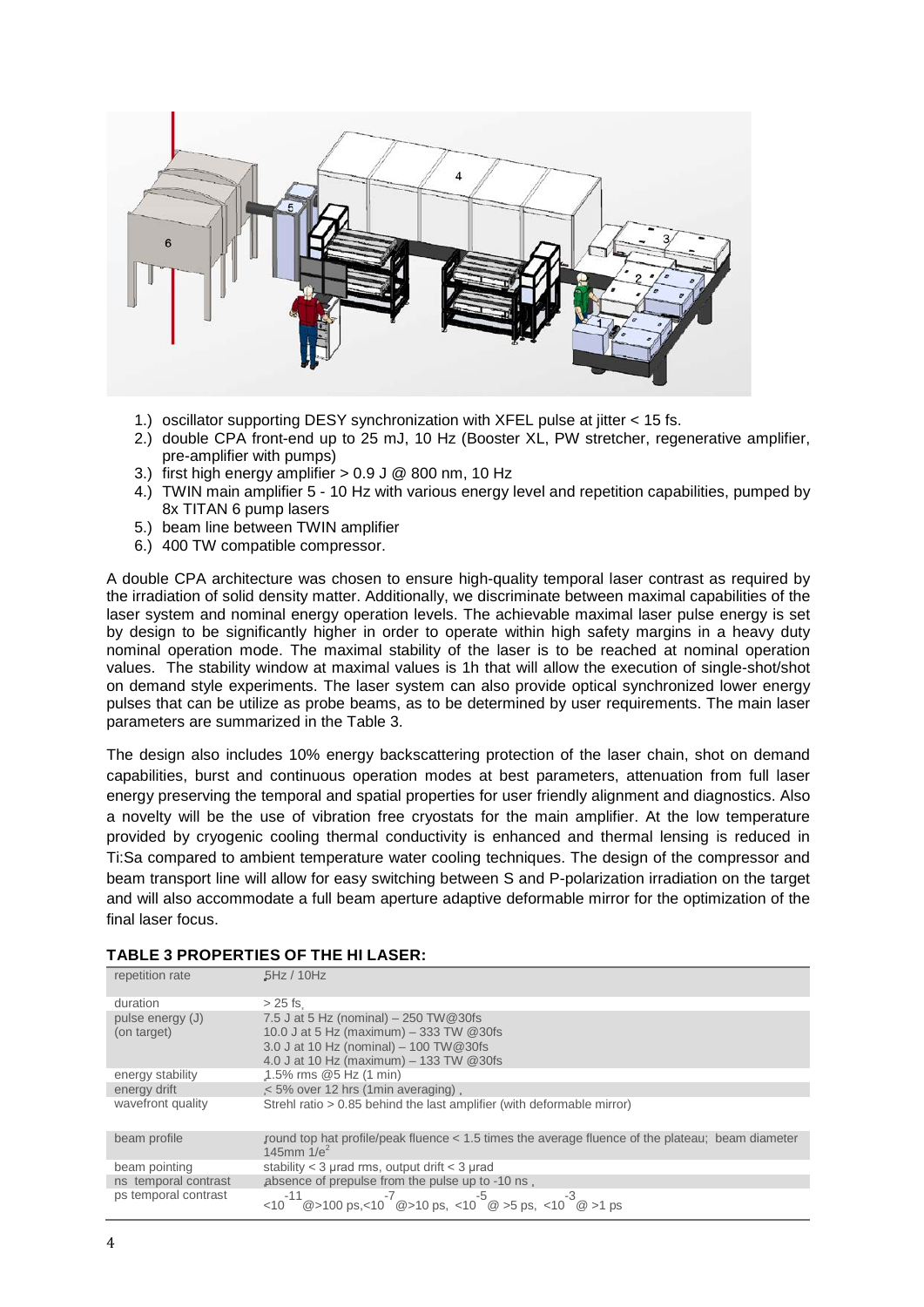1.) oscillator supporting DESY synchronization with XFEL pulse at jitter < 15 fs.
2.) double CPA front-end up to 25 mJ, 10 Hz (Booster XL, PW stretcher, regenerative amplifier, pre-amplifier with pumps)
3.) first high energy amplifier > 0.9 J @ 800 nm, 10 Hz
4.) TWIN main amplifier 5 - 10 Hz with various energy level and repetition capabilities, pumped by 8x TITAN 6 pump lasers
5.) beam line between TWIN amplifier
6.) 400 TW compatible compressor.

A double CPA architecture was chosen to ensure high-quality temporal laser contrast as required by the irradiation of solid density matter. Additionally, we discriminate between maximal capabilities of the laser system and nominal energy operation levels. The achievable maximal laser pulse energy is set by design to be significantly higher in order to operate within high safety margins in a heavy duty nominal operation mode. The maximal stability of the laser is to be reached at nominal operation values. The stability window at maximal values is 1h that will allow the execution of single-shot/shot on demand style experiments. The laser system can also provide optical synchronized lower energy pulses that can be utilize as probe beams, as to be determined by user requirements. The main laser parameters are summarized in the Table 3.

The design also includes 10% energy backscattering protection of the laser chain, shot on demand capabilities, burst and continuous operation modes at best parameters, attenuation from full laser energy preserving the temporal and spatial properties for user friendly alignment and diagnostics. Also a novelty will be the use of vibration free cryostats for the main amplifier. At the low temperature provided by cryogenic cooling thermal conductivity is enhanced and thermal lensing is reduced in Ti:Sa compared to ambient temperature water cooling techniques. The design of the compressor and beam transport line will allow for easy switching between S and P-polarization irradiation on the target and will also accommodate a full beam aperture adaptive deformable mirror for the optimization of the final laser focus.

**TABLE 3 PROPERTIES OF THE HI LASER:**

| | |
|---|---|
| repetition rate | 5Hz / 10Hz |
| duration | > 25 fs |
| pulse energy (J) (on target) | 7.5 J at 5 Hz (nominal) – 250 TW@30fs<br>10.0 J at 5 Hz (maximum) – 333 TW @30fs<br>3.0 J at 10 Hz (nominal) – 100 TW@30fs<br>4.0 J at 10 Hz (maximum) – 133 TW @30fs |
| energy stability | 1.5% rms @5 Hz (1 min) |
| energy drift | < 5% over 12 hrs (1min averaging) |
| wavefront quality | Strehl ratio > 0.85 behind the last amplifier (with deformable mirror) |
| beam profile | round top hat profile/peak fluence < 1.5 times the average fluence of the plateau; beam diameter 145mm $1/e^2$ |
| beam pointing | stability < 3 µrad rms, output drift < 3 µrad |
| ns temporal contrast | absence of prepulse from the pulse up to -10 ns |
| ps temporal contrast | $<10^{-11}$ @>100 ps, $<10^{-7}$ @>10 ps, $<10^{-5}$ @ >5 ps, $<10^{-3}$ @ >1 ps |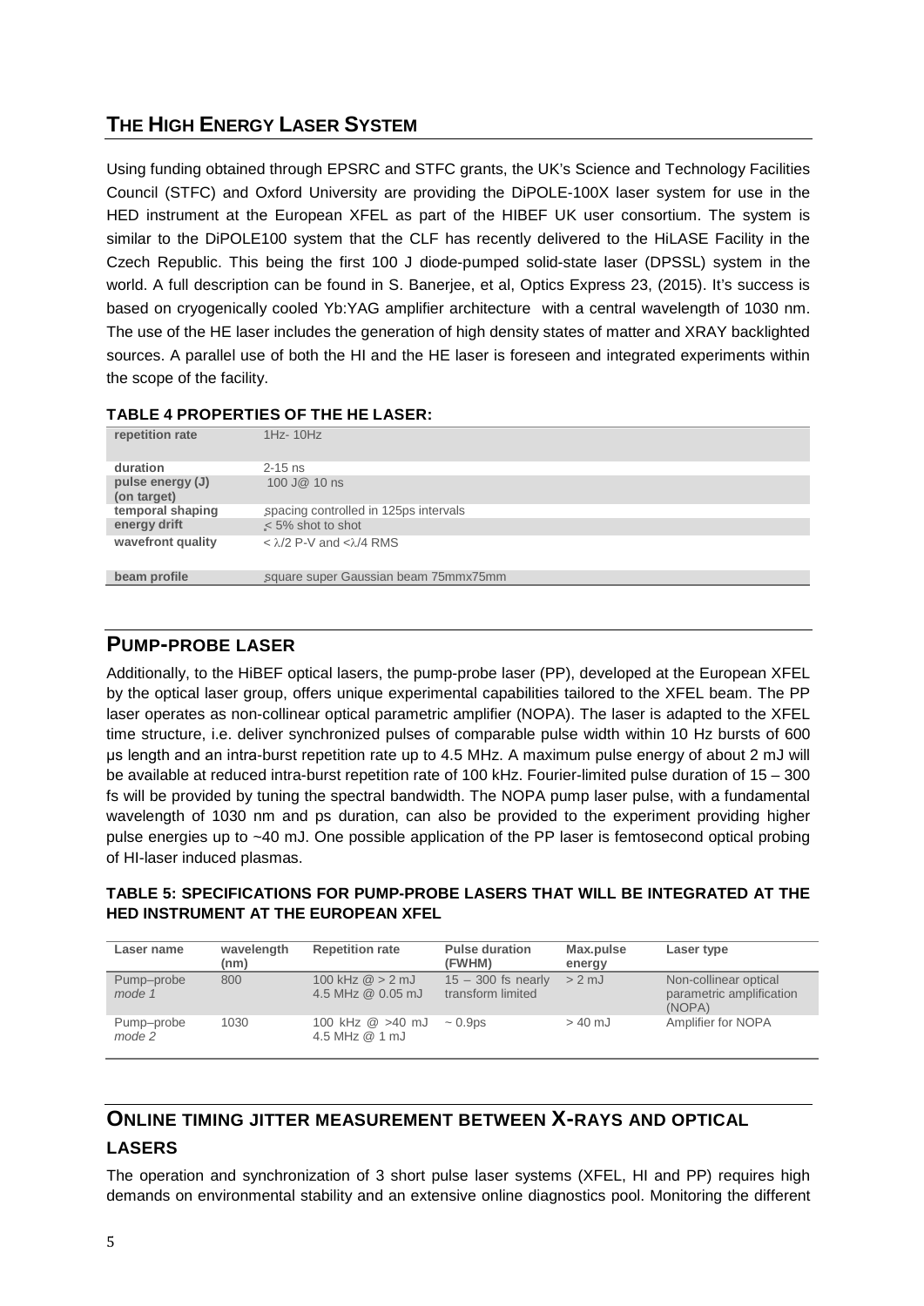## THE HIGH ENERGY LASER SYSTEM

Using funding obtained through EPSRC and STFC grants, the UK's Science and Technology Facilities Council (STFC) and Oxford University are providing the DiPOLE-100X laser system for use in the HED instrument at the European XFEL as part of the HIBEF UK user consortium. The system is similar to the DiPOLE100 system that the CLF has recently delivered to the HiLASE Facility in the Czech Republic. This being the first 100 J diode-pumped solid-state laser (DPSSL) system in the world. A full description can be found in S. Banerjee, et al, Optics Express 23, (2015). It's success is based on cryogenically cooled Yb:YAG amplifier architecture with a central wavelength of 1030 nm. The use of the HE laser includes the generation of high density states of matter and XRAY backlighted sources. A parallel use of both the HI and the HE laser is foreseen and integrated experiments within the scope of the facility.

**TABLE 4 PROPERTIES OF THE HE LASER:**

| | |
|---|---|
| **repetition rate** | 1Hz- 10Hz |
| **duration** | 2-15 ns |
| **pulse energy (J) (on target)** | 100 J@ 10 ns |
| **temporal shaping** | spacing controlled in 125ps intervals |
| **energy drift** | ≤ 5% shot to shot |
| **wavefront quality** | < λ/2 P-V and <λ/4 RMS |
| **beam profile** | square super Gaussian beam 75mmx75mm |

## PUMP-PROBE LASER

Additionally, to the HiBEF optical lasers, the pump-probe laser (PP), developed at the European XFEL by the optical laser group, offers unique experimental capabilities tailored to the XFEL beam. The PP laser operates as non-collinear optical parametric amplifier (NOPA). The laser is adapted to the XFEL time structure, i.e. deliver synchronized pulses of comparable pulse width within 10 Hz bursts of 600 µs length and an intra-burst repetition rate up to 4.5 MHz. A maximum pulse energy of about 2 mJ will be available at reduced intra-burst repetition rate of 100 kHz. Fourier-limited pulse duration of 15 – 300 fs will be provided by tuning the spectral bandwidth. The NOPA pump laser pulse, with a fundamental wavelength of 1030 nm and ps duration, can also be provided to the experiment providing higher pulse energies up to ~40 mJ. One possible application of the PP laser is femtosecond optical probing of HI-laser induced plasmas.

**TABLE 5: SPECIFICATIONS FOR PUMP-PROBE LASERS THAT WILL BE INTEGRATED AT THE HED INSTRUMENT AT THE EUROPEAN XFEL**

| Laser name | wavelength (nm) | Repetition rate | Pulse duration (FWHM) | Max.pulse energy | Laser type |
|---|---|---|---|---|---|
| Pump–probe *mode 1* | 800 | 100 kHz @ > 2 mJ 4.5 MHz @ 0.05 mJ | 15 – 300 fs nearly transform limited | > 2 mJ | Non-collinear optical parametric amplification (NOPA) |
| Pump–probe *mode 2* | 1030 | 100 kHz @ >40 mJ 4.5 MHz @ 1 mJ | ~ 0.9ps | > 40 mJ | Amplifier for NOPA |

## ONLINE TIMING JITTER MEASUREMENT BETWEEN X-RAYS AND OPTICAL LASERS

The operation and synchronization of 3 short pulse laser systems (XFEL, HI and PP) requires high demands on environmental stability and an extensive online diagnostics pool. Monitoring the different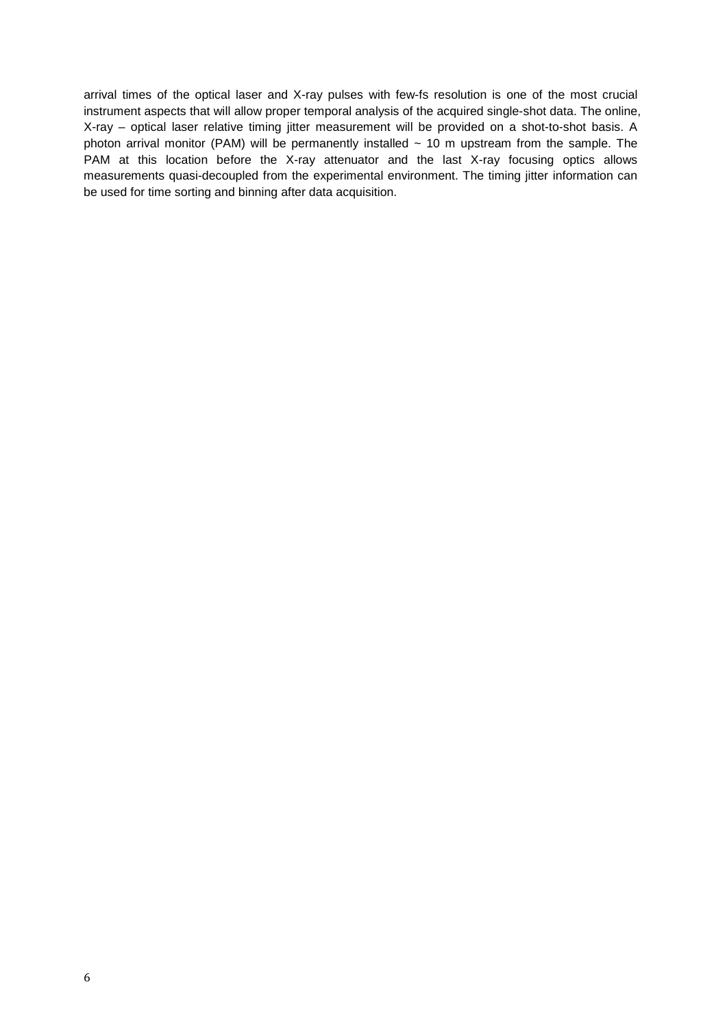arrival times of the optical laser and X-ray pulses with few-fs resolution is one of the most crucial instrument aspects that will allow proper temporal analysis of the acquired single-shot data. The online, X-ray – optical laser relative timing jitter measurement will be provided on a shot-to-shot basis. A photon arrival monitor (PAM) will be permanently installed ~ 10 m upstream from the sample. The PAM at this location before the X-ray attenuator and the last X-ray focusing optics allows measurements quasi-decoupled from the experimental environment. The timing jitter information can be used for time sorting and binning after data acquisition.